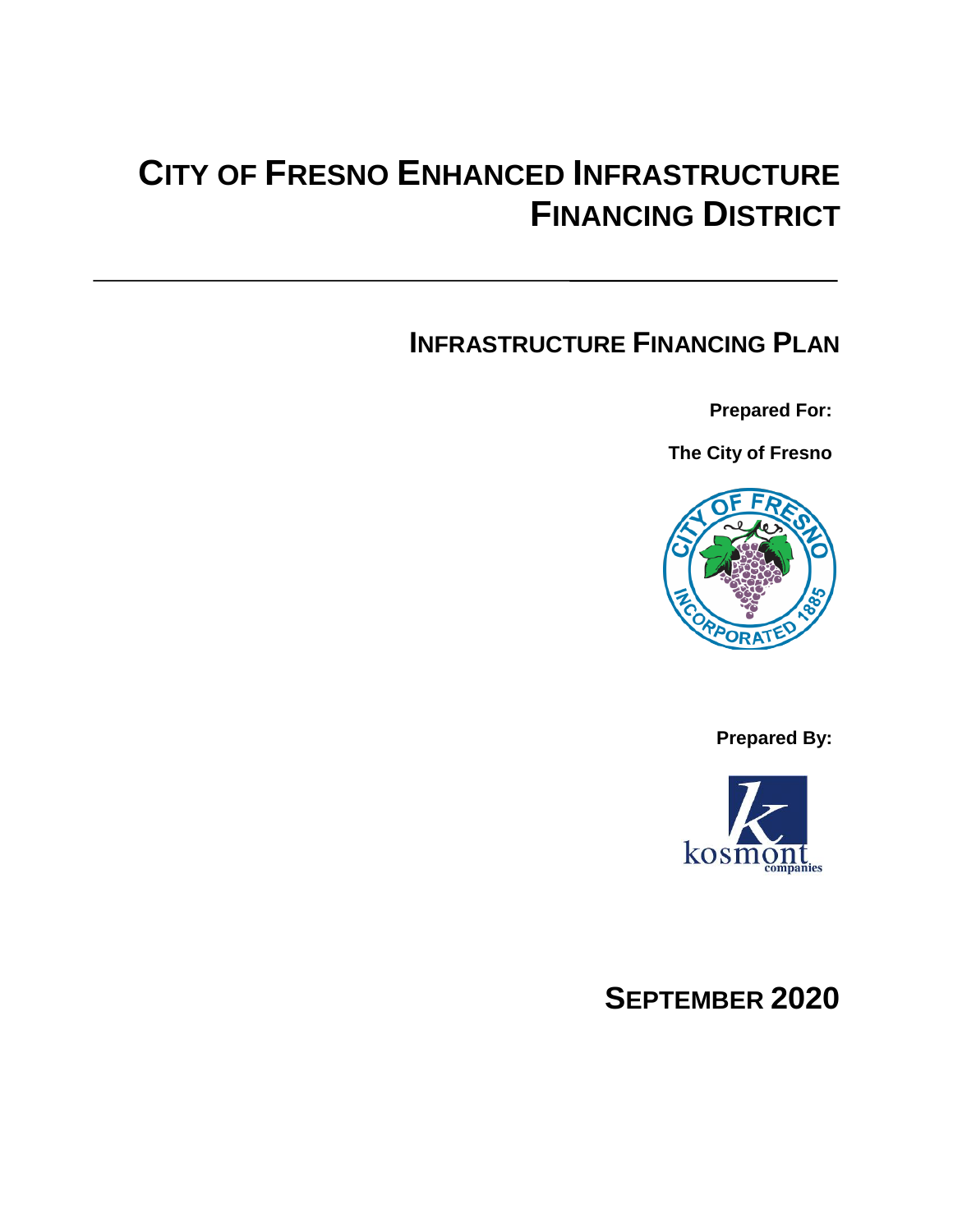# CITY OF FRESNO ENHANCED INFRASTRUCTURE FINANCING DISTRICT

---

## INFRASTRUCTURE FINANCING PLAN

**Prepared For:**

**The City of Fresno**

**Prepared By:**

## SEPTEMBER 2020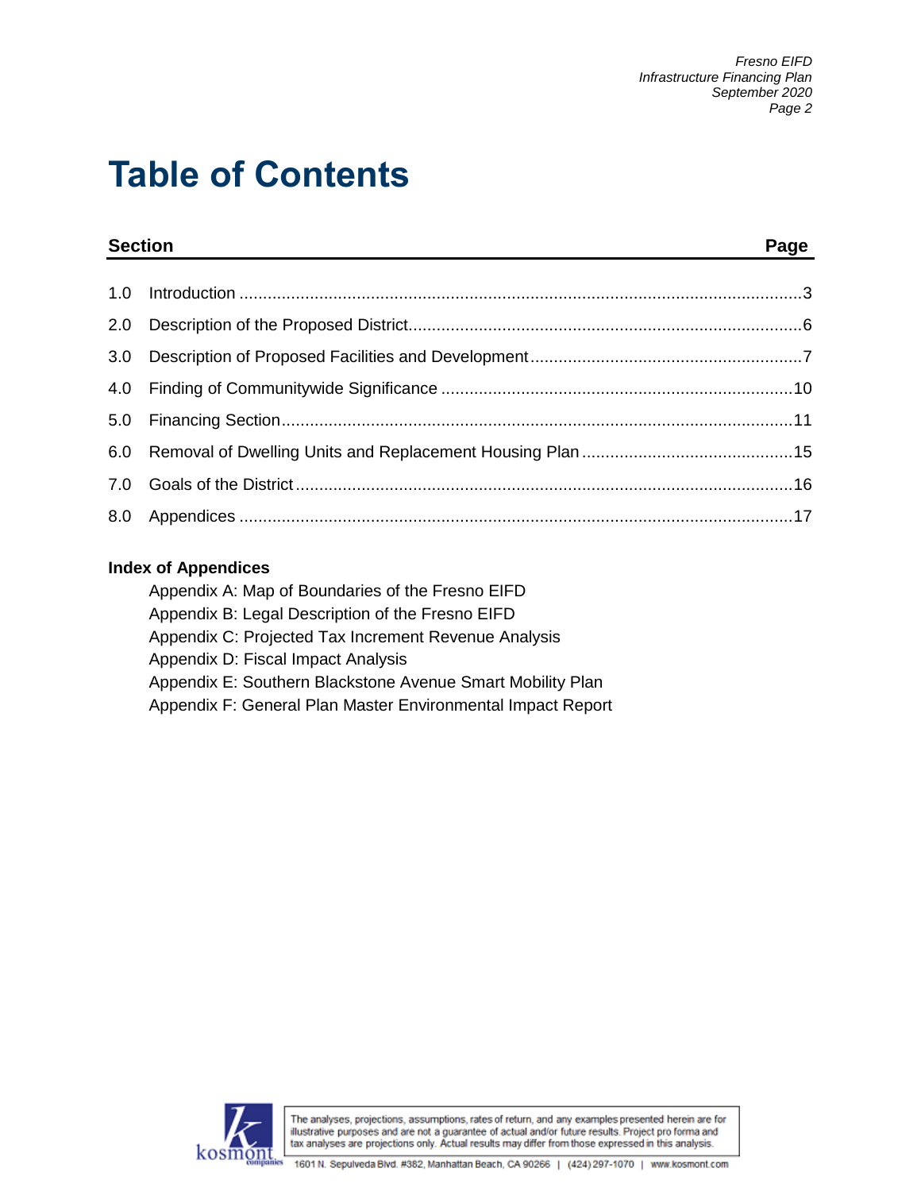# Table of Contents

| Section | | Page |
|---|---|---|
| 1.0 | Introduction | 3 |
| 2.0 | Description of the Proposed District | 6 |
| 3.0 | Description of Proposed Facilities and Development | 7 |
| 4.0 | Finding of Communitywide Significance | 10 |
| 5.0 | Financing Section | 11 |
| 6.0 | Removal of Dwelling Units and Replacement Housing Plan | 15 |
| 7.0 | Goals of the District | 16 |
| 8.0 | Appendices | 17 |

**Index of Appendices**

- Appendix A: Map of Boundaries of the Fresno EIFD
- Appendix B: Legal Description of the Fresno EIFD
- Appendix C: Projected Tax Increment Revenue Analysis
- Appendix D: Fiscal Impact Analysis
- Appendix E: Southern Blackstone Avenue Smart Mobility Plan
- Appendix F: General Plan Master Environmental Impact Report

The analyses, projections, assumptions, rates of return, and any examples presented herein are for illustrative purposes and are not a guarantee of actual and/or future results. Project pro forma and tax analyses are projections only. Actual results may differ from those expressed in this analysis.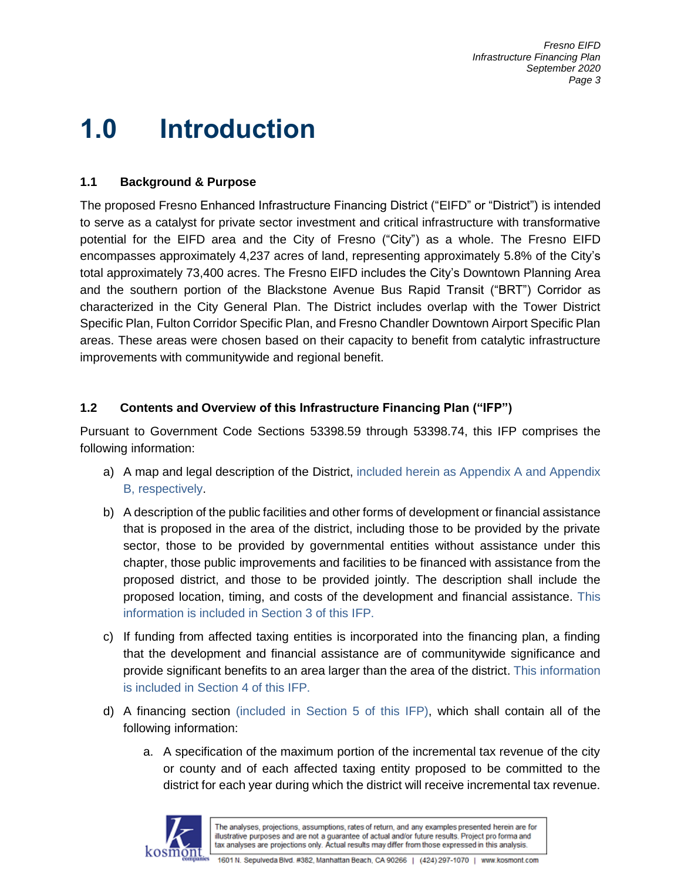# 1.0 Introduction

### 1.1 Background & Purpose

The proposed Fresno Enhanced Infrastructure Financing District ("EIFD" or "District") is intended to serve as a catalyst for private sector investment and critical infrastructure with transformative potential for the EIFD area and the City of Fresno ("City") as a whole. The Fresno EIFD encompasses approximately 4,237 acres of land, representing approximately 5.8% of the City's total approximately 73,400 acres. The Fresno EIFD includes the City's Downtown Planning Area and the southern portion of the Blackstone Avenue Bus Rapid Transit ("BRT") Corridor as characterized in the City General Plan. The District includes overlap with the Tower District Specific Plan, Fulton Corridor Specific Plan, and Fresno Chandler Downtown Airport Specific Plan areas. These areas were chosen based on their capacity to benefit from catalytic infrastructure improvements with communitywide and regional benefit.

### 1.2 Contents and Overview of this Infrastructure Financing Plan ("IFP")

Pursuant to Government Code Sections 53398.59 through 53398.74, this IFP comprises the following information:

a) A map and legal description of the District, included herein as Appendix A and Appendix B, respectively.

b) A description of the public facilities and other forms of development or financial assistance that is proposed in the area of the district, including those to be provided by the private sector, those to be provided by governmental entities without assistance under this chapter, those public improvements and facilities to be financed with assistance from the proposed district, and those to be provided jointly. The description shall include the proposed location, timing, and costs of the development and financial assistance. This information is included in Section 3 of this IFP.

c) If funding from affected taxing entities is incorporated into the financing plan, a finding that the development and financial assistance are of communitywide significance and provide significant benefits to an area larger than the area of the district. This information is included in Section 4 of this IFP.

d) A financing section (included in Section 5 of this IFP), which shall contain all of the following information:

    a. A specification of the maximum portion of the incremental tax revenue of the city or county and of each affected taxing entity proposed to be committed to the district for each year during which the district will receive incremental tax revenue.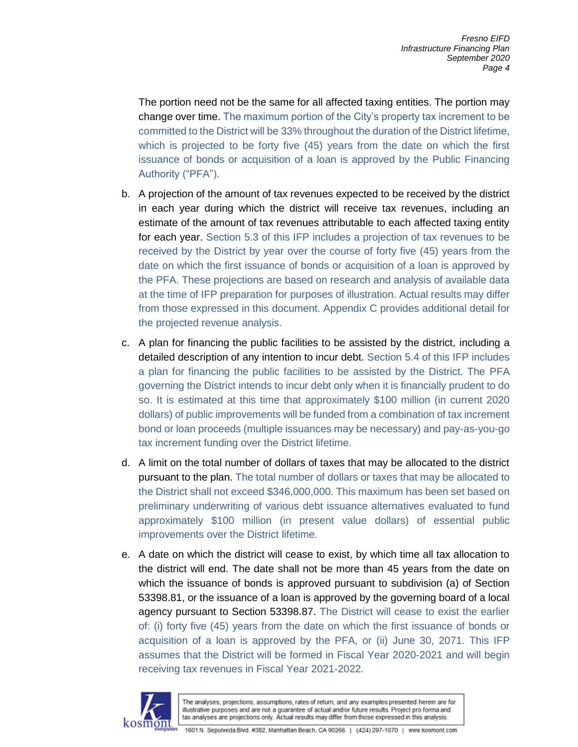The portion need not be the same for all affected taxing entities. The portion may change over time. The maximum portion of the City's property tax increment to be committed to the District will be 33% throughout the duration of the District lifetime, which is projected to be forty five (45) years from the date on which the first issuance of bonds or acquisition of a loan is approved by the Public Financing Authority ("PFA").

b. A projection of the amount of tax revenues expected to be received by the district in each year during which the district will receive tax revenues, including an estimate of the amount of tax revenues attributable to each affected taxing entity for each year. Section 5.3 of this IFP includes a projection of tax revenues to be received by the District by year over the course of forty five (45) years from the date on which the first issuance of bonds or acquisition of a loan is approved by the PFA. These projections are based on research and analysis of available data at the time of IFP preparation for purposes of illustration. Actual results may differ from those expressed in this document. Appendix C provides additional detail for the projected revenue analysis.

c. A plan for financing the public facilities to be assisted by the district, including a detailed description of any intention to incur debt. Section 5.4 of this IFP includes a plan for financing the public facilities to be assisted by the District. The PFA governing the District intends to incur debt only when it is financially prudent to do so. It is estimated at this time that approximately $100 million (in current 2020 dollars) of public improvements will be funded from a combination of tax increment bond or loan proceeds (multiple issuances may be necessary) and pay-as-you-go tax increment funding over the District lifetime.

d. A limit on the total number of dollars of taxes that may be allocated to the district pursuant to the plan. The total number of dollars or taxes that may be allocated to the District shall not exceed $346,000,000. This maximum has been set based on preliminary underwriting of various debt issuance alternatives evaluated to fund approximately $100 million (in present value dollars) of essential public improvements over the District lifetime.

e. A date on which the district will cease to exist, by which time all tax allocation to the district will end. The date shall not be more than 45 years from the date on which the issuance of bonds is approved pursuant to subdivision (a) of Section 53398.81, or the issuance of a loan is approved by the governing board of a local agency pursuant to Section 53398.87. The District will cease to exist the earlier of: (i) forty five (45) years from the date on which the first issuance of bonds or acquisition of a loan is approved by the PFA, or (ii) June 30, 2071. This IFP assumes that the District will be formed in Fiscal Year 2020-2021 and will begin receiving tax revenues in Fiscal Year 2021-2022.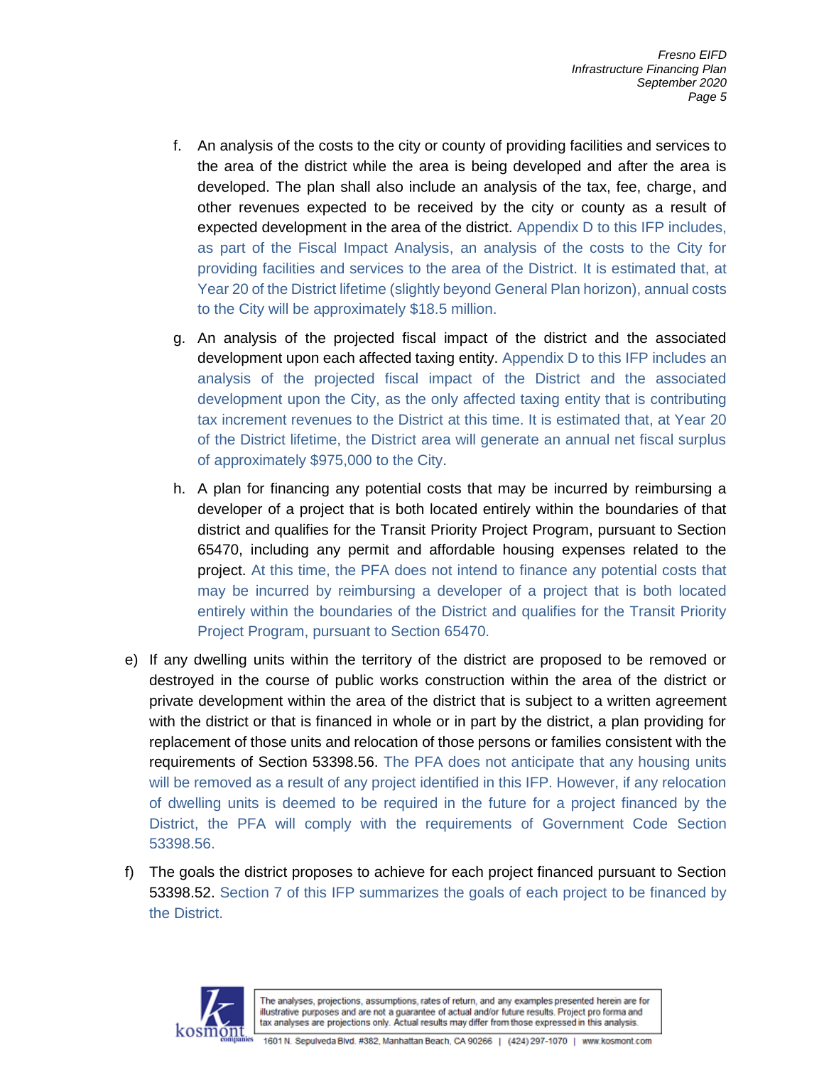f. An analysis of the costs to the city or county of providing facilities and services to the area of the district while the area is being developed and after the area is developed. The plan shall also include an analysis of the tax, fee, charge, and other revenues expected to be received by the city or county as a result of expected development in the area of the district. Appendix D to this IFP includes, as part of the Fiscal Impact Analysis, an analysis of the costs to the City for providing facilities and services to the area of the District. It is estimated that, at Year 20 of the District lifetime (slightly beyond General Plan horizon), annual costs to the City will be approximately $18.5 million.

g. An analysis of the projected fiscal impact of the district and the associated development upon each affected taxing entity. Appendix D to this IFP includes an analysis of the projected fiscal impact of the District and the associated development upon the City, as the only affected taxing entity that is contributing tax increment revenues to the District at this time. It is estimated that, at Year 20 of the District lifetime, the District area will generate an annual net fiscal surplus of approximately $975,000 to the City.

h. A plan for financing any potential costs that may be incurred by reimbursing a developer of a project that is both located entirely within the boundaries of that district and qualifies for the Transit Priority Project Program, pursuant to Section 65470, including any permit and affordable housing expenses related to the project. At this time, the PFA does not intend to finance any potential costs that may be incurred by reimbursing a developer of a project that is both located entirely within the boundaries of the District and qualifies for the Transit Priority Project Program, pursuant to Section 65470.

e) If any dwelling units within the territory of the district are proposed to be removed or destroyed in the course of public works construction within the area of the district or private development within the area of the district that is subject to a written agreement with the district or that is financed in whole or in part by the district, a plan providing for replacement of those units and relocation of those persons or families consistent with the requirements of Section 53398.56. The PFA does not anticipate that any housing units will be removed as a result of any project identified in this IFP. However, if any relocation of dwelling units is deemed to be required in the future for a project financed by the District, the PFA will comply with the requirements of Government Code Section 53398.56.

f) The goals the district proposes to achieve for each project financed pursuant to Section 53398.52. Section 7 of this IFP summarizes the goals of each project to be financed by the District.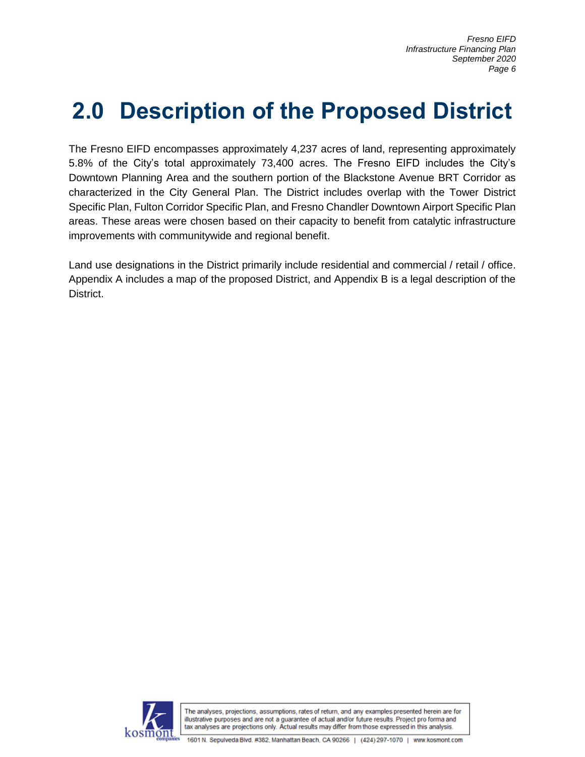# 2.0 Description of the Proposed District

The Fresno EIFD encompasses approximately 4,237 acres of land, representing approximately 5.8% of the City's total approximately 73,400 acres. The Fresno EIFD includes the City's Downtown Planning Area and the southern portion of the Blackstone Avenue BRT Corridor as characterized in the City General Plan. The District includes overlap with the Tower District Specific Plan, Fulton Corridor Specific Plan, and Fresno Chandler Downtown Airport Specific Plan areas. These areas were chosen based on their capacity to benefit from catalytic infrastructure improvements with communitywide and regional benefit.

Land use designations in the District primarily include residential and commercial / retail / office. Appendix A includes a map of the proposed District, and Appendix B is a legal description of the District.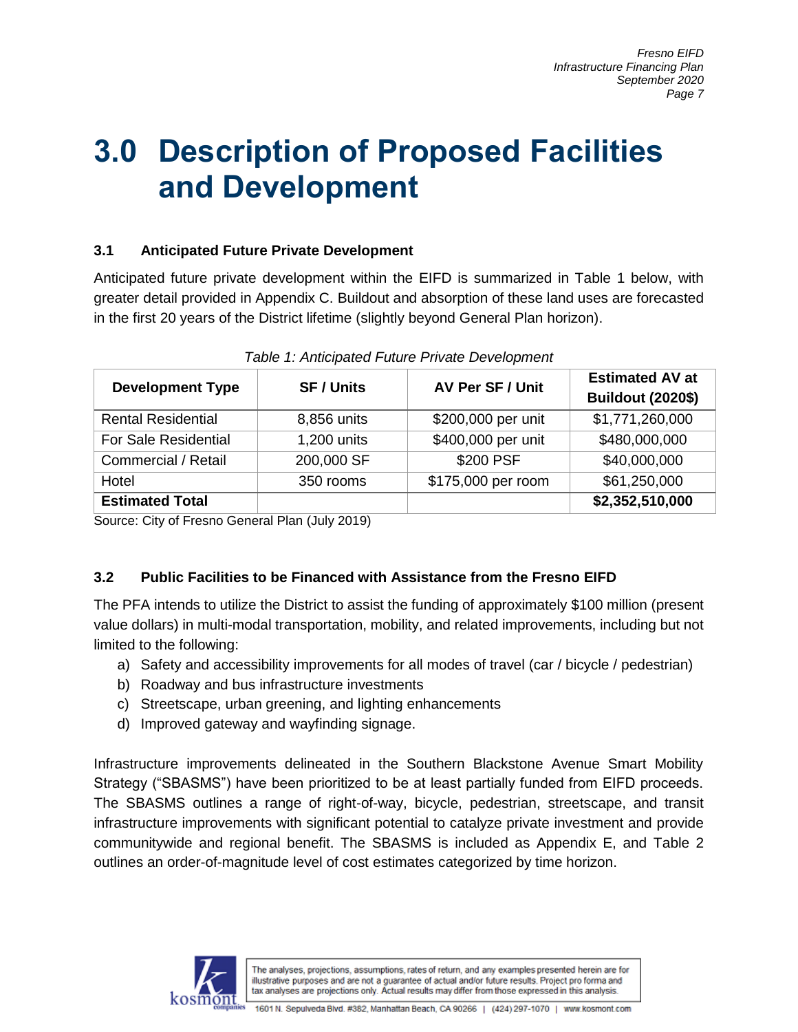# 3.0 Description of Proposed Facilities and Development

### 3.1 Anticipated Future Private Development

Anticipated future private development within the EIFD is summarized in Table 1 below, with greater detail provided in Appendix C. Buildout and absorption of these land uses are forecasted in the first 20 years of the District lifetime (slightly beyond General Plan horizon).

*Table 1: Anticipated Future Private Development*

| Development Type | SF / Units | AV Per SF / Unit | Estimated AV at Buildout (2020$) |
|---|---|---|---|
| Rental Residential | 8,856 units | $200,000 per unit | $1,771,260,000 |
| For Sale Residential | 1,200 units | $400,000 per unit | $480,000,000 |
| Commercial / Retail | 200,000 SF | $200 PSF | $40,000,000 |
| Hotel | 350 rooms | $175,000 per room | $61,250,000 |
| **Estimated Total** | | | **$2,352,510,000** |

Source: City of Fresno General Plan (July 2019)

### 3.2 Public Facilities to be Financed with Assistance from the Fresno EIFD

The PFA intends to utilize the District to assist the funding of approximately $100 million (present value dollars) in multi-modal transportation, mobility, and related improvements, including but not limited to the following:

a) Safety and accessibility improvements for all modes of travel (car / bicycle / pedestrian)
b) Roadway and bus infrastructure investments
c) Streetscape, urban greening, and lighting enhancements
d) Improved gateway and wayfinding signage.

Infrastructure improvements delineated in the Southern Blackstone Avenue Smart Mobility Strategy ("SBASMS") have been prioritized to be at least partially funded from EIFD proceeds. The SBASMS outlines a range of right-of-way, bicycle, pedestrian, streetscape, and transit infrastructure improvements with significant potential to catalyze private investment and provide communitywide and regional benefit. The SBASMS is included as Appendix E, and Table 2 outlines an order-of-magnitude level of cost estimates categorized by time horizon.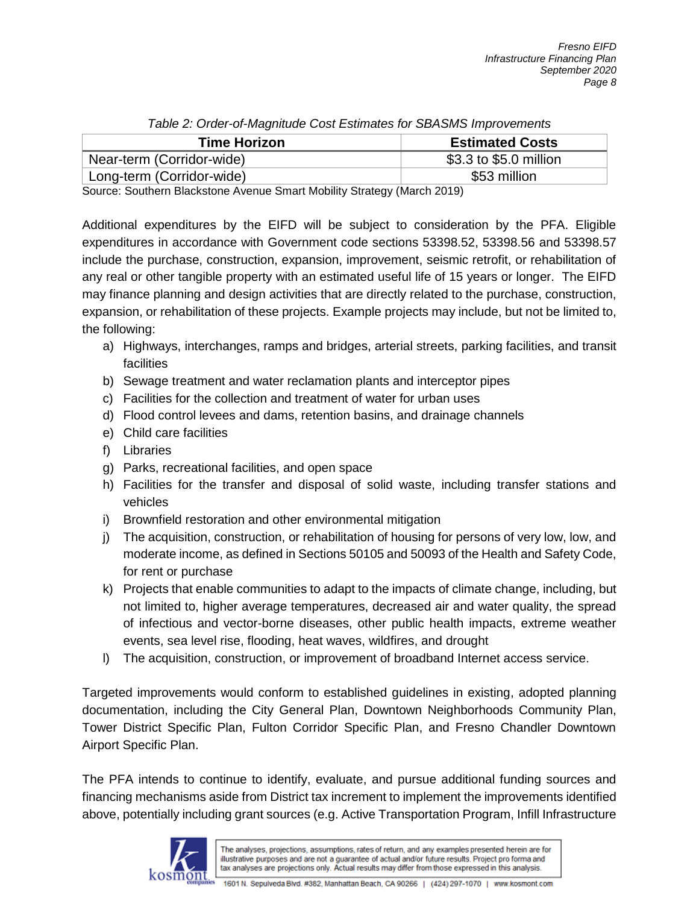*Table 2: Order-of-Magnitude Cost Estimates for SBASMS Improvements*

| Time Horizon | Estimated Costs |
|---|---|
| Near-term (Corridor-wide) | $3.3 to $5.0 million |
| Long-term (Corridor-wide) | $53 million |

Source: Southern Blackstone Avenue Smart Mobility Strategy (March 2019)

Additional expenditures by the EIFD will be subject to consideration by the PFA. Eligible expenditures in accordance with Government code sections 53398.52, 53398.56 and 53398.57 include the purchase, construction, expansion, improvement, seismic retrofit, or rehabilitation of any real or other tangible property with an estimated useful life of 15 years or longer. The EIFD may finance planning and design activities that are directly related to the purchase, construction, expansion, or rehabilitation of these projects. Example projects may include, but not be limited to, the following:

a) Highways, interchanges, ramps and bridges, arterial streets, parking facilities, and transit facilities
b) Sewage treatment and water reclamation plants and interceptor pipes
c) Facilities for the collection and treatment of water for urban uses
d) Flood control levees and dams, retention basins, and drainage channels
e) Child care facilities
f) Libraries
g) Parks, recreational facilities, and open space
h) Facilities for the transfer and disposal of solid waste, including transfer stations and vehicles
i) Brownfield restoration and other environmental mitigation
j) The acquisition, construction, or rehabilitation of housing for persons of very low, low, and moderate income, as defined in Sections 50105 and 50093 of the Health and Safety Code, for rent or purchase
k) Projects that enable communities to adapt to the impacts of climate change, including, but not limited to, higher average temperatures, decreased air and water quality, the spread of infectious and vector-borne diseases, other public health impacts, extreme weather events, sea level rise, flooding, heat waves, wildfires, and drought
l) The acquisition, construction, or improvement of broadband Internet access service.

Targeted improvements would conform to established guidelines in existing, adopted planning documentation, including the City General Plan, Downtown Neighborhoods Community Plan, Tower District Specific Plan, Fulton Corridor Specific Plan, and Fresno Chandler Downtown Airport Specific Plan.

The PFA intends to continue to identify, evaluate, and pursue additional funding sources and financing mechanisms aside from District tax increment to implement the improvements identified above, potentially including grant sources (e.g. Active Transportation Program, Infill Infrastructure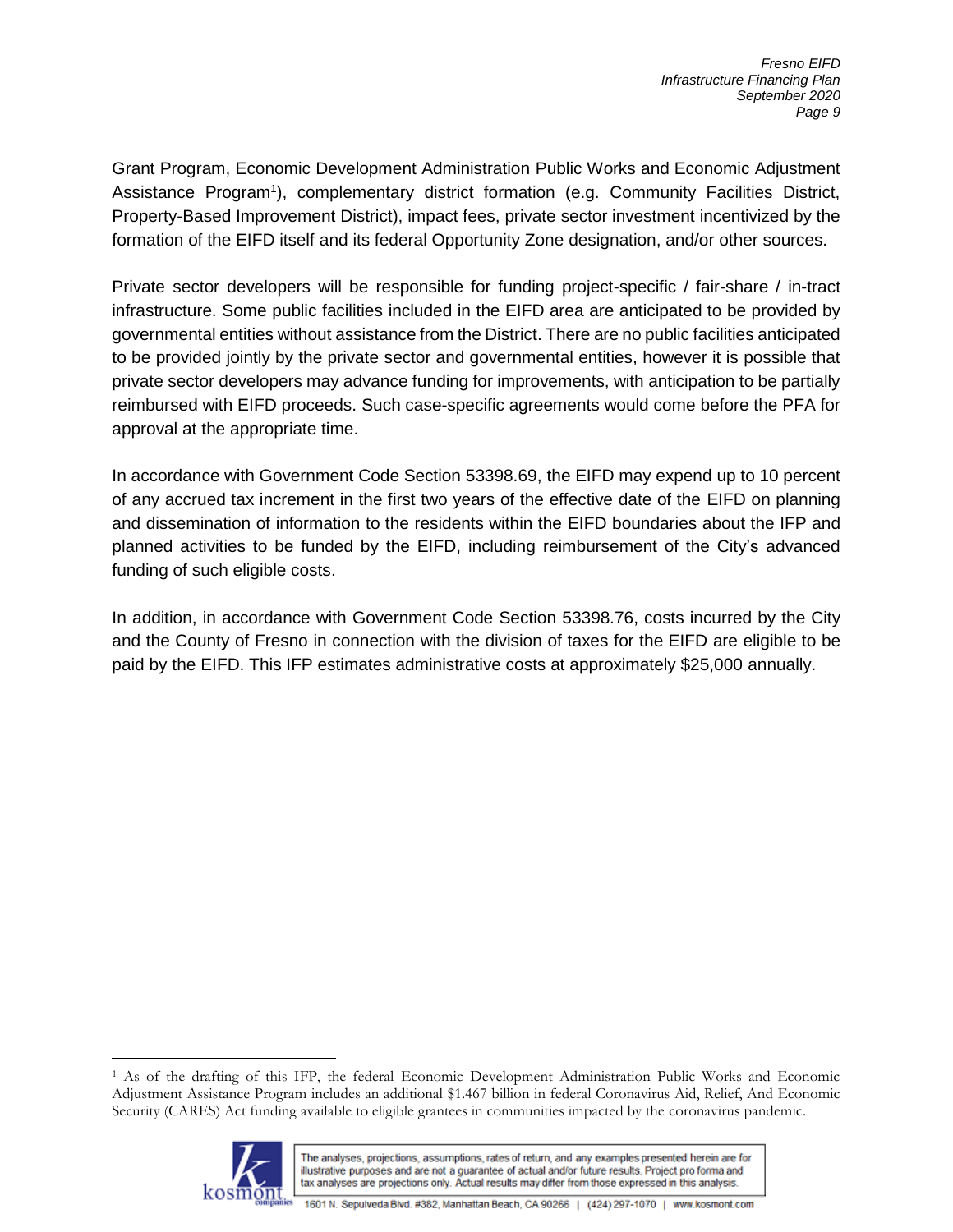Grant Program, Economic Development Administration Public Works and Economic Adjustment Assistance Program[1]), complementary district formation (e.g. Community Facilities District, Property-Based Improvement District), impact fees, private sector investment incentivized by the formation of the EIFD itself and its federal Opportunity Zone designation, and/or other sources.

Private sector developers will be responsible for funding project-specific / fair-share / in-tract infrastructure. Some public facilities included in the EIFD area are anticipated to be provided by governmental entities without assistance from the District. There are no public facilities anticipated to be provided jointly by the private sector and governmental entities, however it is possible that private sector developers may advance funding for improvements, with anticipation to be partially reimbursed with EIFD proceeds. Such case-specific agreements would come before the PFA for approval at the appropriate time.

In accordance with Government Code Section 53398.69, the EIFD may expend up to 10 percent of any accrued tax increment in the first two years of the effective date of the EIFD on planning and dissemination of information to the residents within the EIFD boundaries about the IFP and planned activities to be funded by the EIFD, including reimbursement of the City's advanced funding of such eligible costs.

In addition, in accordance with Government Code Section 53398.76, costs incurred by the City and the County of Fresno in connection with the division of taxes for the EIFD are eligible to be paid by the EIFD. This IFP estimates administrative costs at approximately $25,000 annually.

[1] As of the drafting of this IFP, the federal Economic Development Administration Public Works and Economic Adjustment Assistance Program includes an additional $1.467 billion in federal Coronavirus Aid, Relief, And Economic Security (CARES) Act funding available to eligible grantees in communities impacted by the coronavirus pandemic.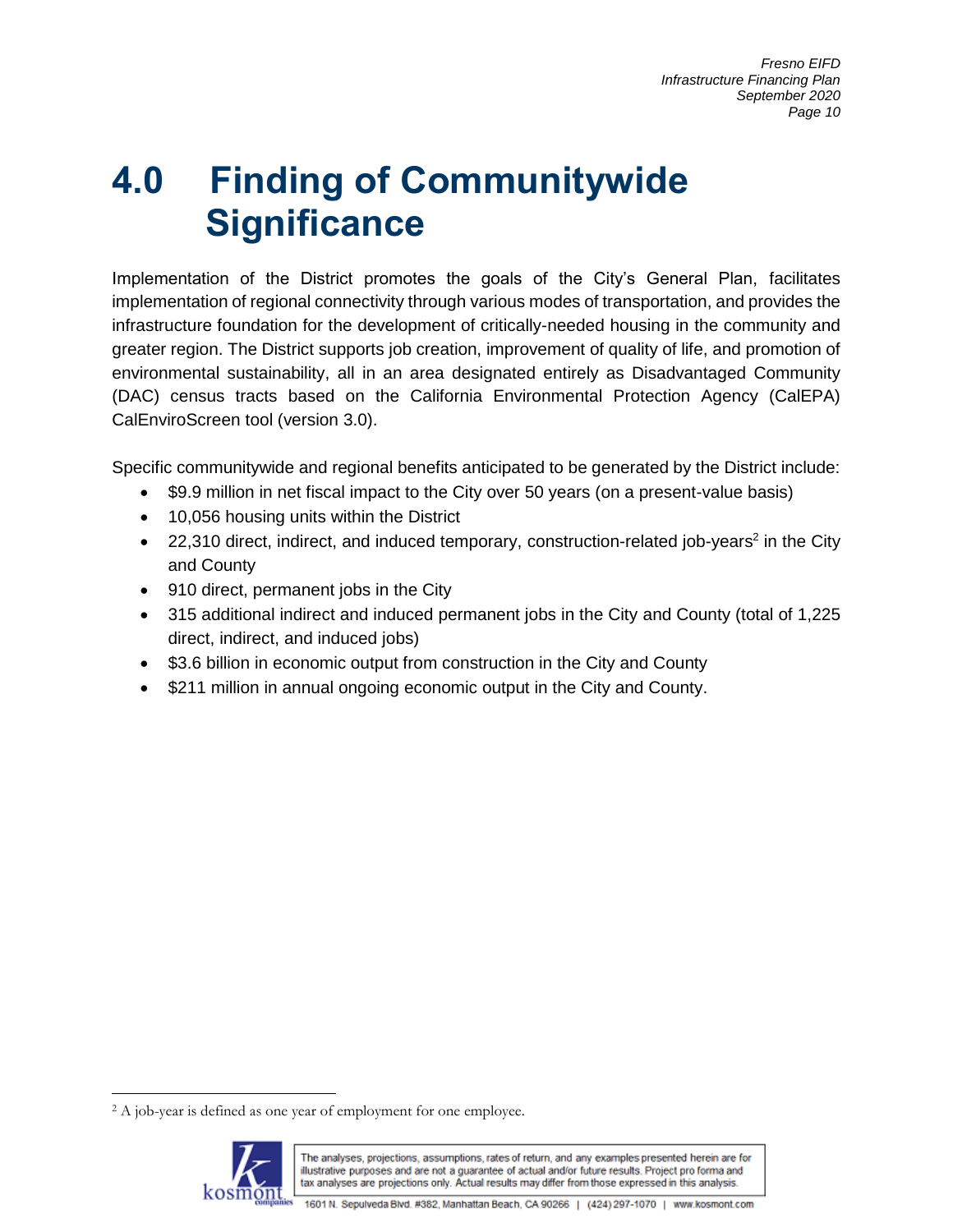# 4.0 Finding of Communitywide Significance

Implementation of the District promotes the goals of the City's General Plan, facilitates implementation of regional connectivity through various modes of transportation, and provides the infrastructure foundation for the development of critically-needed housing in the community and greater region. The District supports job creation, improvement of quality of life, and promotion of environmental sustainability, all in an area designated entirely as Disadvantaged Community (DAC) census tracts based on the California Environmental Protection Agency (CalEPA) CalEnviroScreen tool (version 3.0).

Specific communitywide and regional benefits anticipated to be generated by the District include:

- $9.9 million in net fiscal impact to the City over 50 years (on a present-value basis)
- 10,056 housing units within the District
- 22,310 direct, indirect, and induced temporary, construction-related job-years[2] in the City and County
- 910 direct, permanent jobs in the City
- 315 additional indirect and induced permanent jobs in the City and County (total of 1,225 direct, indirect, and induced jobs)
- $3.6 billion in economic output from construction in the City and County
- $211 million in annual ongoing economic output in the City and County.

[2] A job-year is defined as one year of employment for one employee.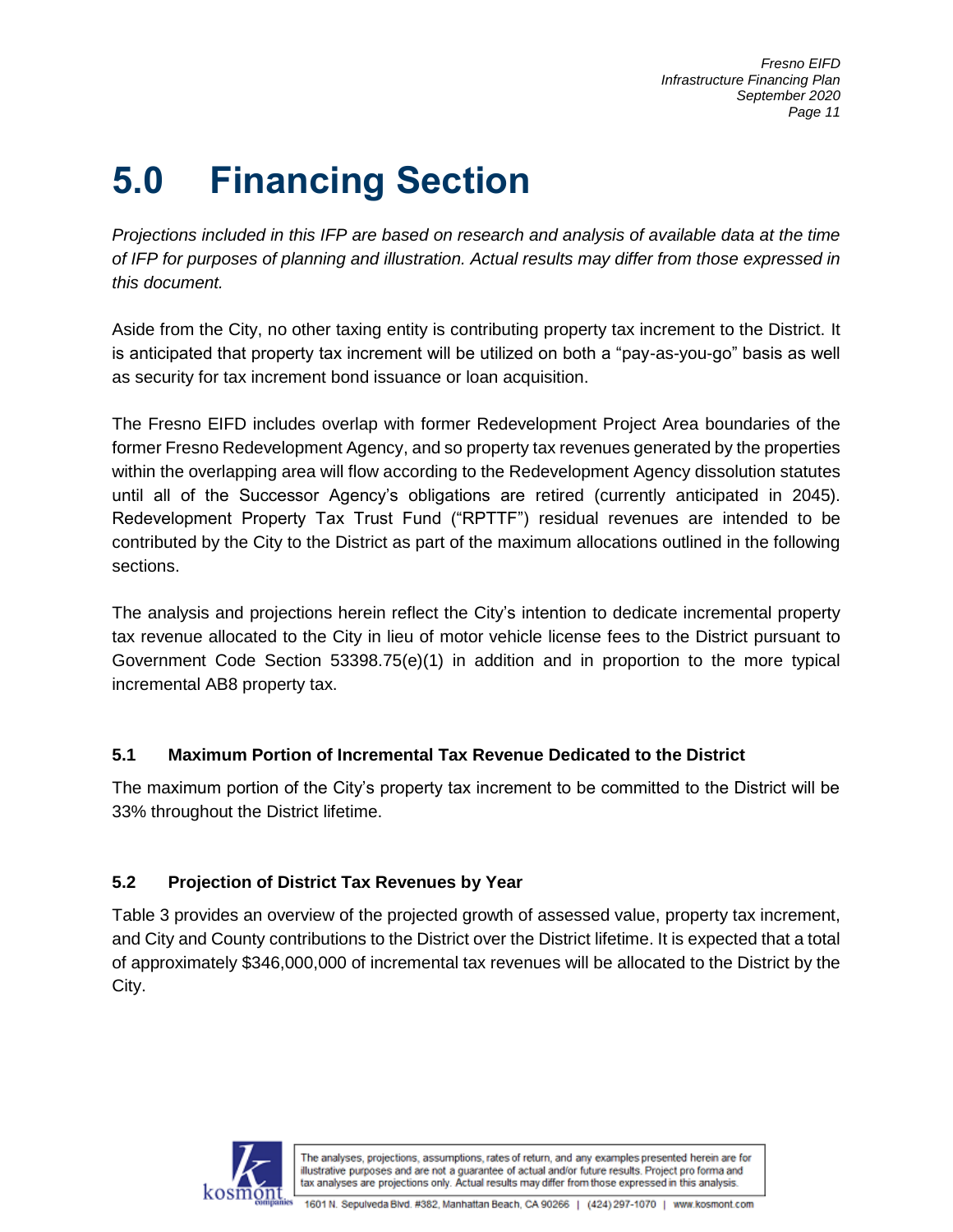# 5.0 Financing Section

*Projections included in this IFP are based on research and analysis of available data at the time of IFP for purposes of planning and illustration. Actual results may differ from those expressed in this document.*

Aside from the City, no other taxing entity is contributing property tax increment to the District. It is anticipated that property tax increment will be utilized on both a "pay-as-you-go" basis as well as security for tax increment bond issuance or loan acquisition.

The Fresno EIFD includes overlap with former Redevelopment Project Area boundaries of the former Fresno Redevelopment Agency, and so property tax revenues generated by the properties within the overlapping area will flow according to the Redevelopment Agency dissolution statutes until all of the Successor Agency's obligations are retired (currently anticipated in 2045). Redevelopment Property Tax Trust Fund ("RPTTF") residual revenues are intended to be contributed by the City to the District as part of the maximum allocations outlined in the following sections.

The analysis and projections herein reflect the City's intention to dedicate incremental property tax revenue allocated to the City in lieu of motor vehicle license fees to the District pursuant to Government Code Section 53398.75(e)(1) in addition and in proportion to the more typical incremental AB8 property tax.

### 5.1 Maximum Portion of Incremental Tax Revenue Dedicated to the District

The maximum portion of the City's property tax increment to be committed to the District will be 33% throughout the District lifetime.

### 5.2 Projection of District Tax Revenues by Year

Table 3 provides an overview of the projected growth of assessed value, property tax increment, and City and County contributions to the District over the District lifetime. It is expected that a total of approximately $346,000,000 of incremental tax revenues will be allocated to the District by the City.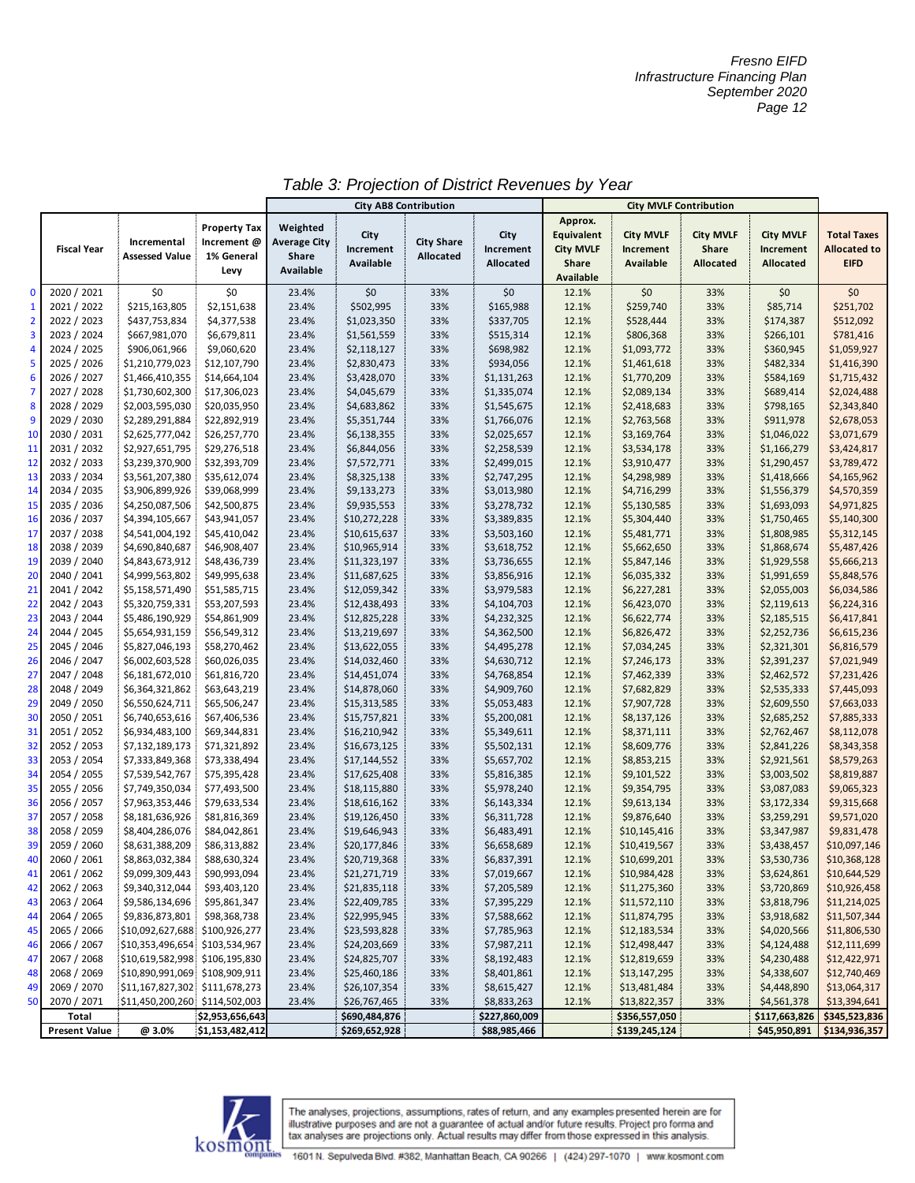## Table 3: Projection of District Revenues by Year

| | Fiscal Year | Incremental Assessed Value | Property Tax Increment @ 1% General Levy | City AB8 Contribution: Weighted Average City Share Available | City Increment Available | City Share Allocated | City Increment Allocated | City MVLF Contribution: Approx. Equivalent City MVLF Share Available | City MVLF Increment Available | City MVLF Share Allocated | City MVLF Increment Allocated | Total Taxes Allocated to EIFD |
|---|---|---|---|---|---|---|---|---|---|---|---|---|
| 0 | 2020 / 2021 | $0 | $0 | 23.4% | $0 | 33% | $0 | 12.1% | $0 | 33% | $0 | $0 |
| 1 | 2021 / 2022 | $215,163,805 | $2,151,638 | 23.4% | $502,995 | 33% | $165,988 | 12.1% | $259,740 | 33% | $85,714 | $251,702 |
| 2 | 2022 / 2023 | $437,753,834 | $4,377,538 | 23.4% | $1,023,350 | 33% | $337,705 | 12.1% | $528,444 | 33% | $174,387 | $512,092 |
| 3 | 2023 / 2024 | $667,981,070 | $6,679,811 | 23.4% | $1,561,559 | 33% | $515,314 | 12.1% | $806,368 | 33% | $266,101 | $781,416 |
| 4 | 2024 / 2025 | $906,061,966 | $9,060,620 | 23.4% | $2,118,127 | 33% | $698,982 | 12.1% | $1,093,772 | 33% | $360,945 | $1,059,927 |
| 5 | 2025 / 2026 | $1,210,779,023 | $12,107,790 | 23.4% | $2,830,473 | 33% | $934,056 | 12.1% | $1,461,618 | 33% | $482,334 | $1,416,390 |
| 6 | 2026 / 2027 | $1,466,410,355 | $14,664,104 | 23.4% | $3,428,070 | 33% | $1,131,263 | 12.1% | $1,770,209 | 33% | $584,169 | $1,715,432 |
| 7 | 2027 / 2028 | $1,730,602,300 | $17,306,023 | 23.4% | $4,045,679 | 33% | $1,335,074 | 12.1% | $2,089,134 | 33% | $689,414 | $2,024,488 |
| 8 | 2028 / 2029 | $2,003,595,030 | $20,035,950 | 23.4% | $4,683,862 | 33% | $1,545,675 | 12.1% | $2,418,683 | 33% | $798,165 | $2,343,840 |
| 9 | 2029 / 2030 | $2,289,291,884 | $22,892,919 | 23.4% | $5,351,744 | 33% | $1,766,076 | 12.1% | $2,763,568 | 33% | $911,978 | $2,678,053 |
| 10 | 2030 / 2031 | $2,625,777,042 | $26,257,770 | 23.4% | $6,138,355 | 33% | $2,025,657 | 12.1% | $3,169,764 | 33% | $1,046,022 | $3,071,679 |
| 11 | 2031 / 2032 | $2,927,651,795 | $29,276,518 | 23.4% | $6,844,056 | 33% | $2,258,539 | 12.1% | $3,534,178 | 33% | $1,166,279 | $3,424,817 |
| 12 | 2032 / 2033 | $3,239,370,900 | $32,393,709 | 23.4% | $7,572,771 | 33% | $2,499,015 | 12.1% | $3,910,477 | 33% | $1,290,457 | $3,789,472 |
| 13 | 2033 / 2034 | $3,561,207,380 | $35,612,074 | 23.4% | $8,325,138 | 33% | $2,747,295 | 12.1% | $4,298,989 | 33% | $1,418,666 | $4,165,962 |
| 14 | 2034 / 2035 | $3,906,899,926 | $39,068,999 | 23.4% | $9,133,273 | 33% | $3,013,980 | 12.1% | $4,716,299 | 33% | $1,556,379 | $4,570,359 |
| 15 | 2035 / 2036 | $4,250,087,506 | $42,500,875 | 23.4% | $9,935,553 | 33% | $3,278,732 | 12.1% | $5,130,585 | 33% | $1,693,093 | $4,971,825 |
| 16 | 2036 / 2037 | $4,394,105,667 | $43,941,057 | 23.4% | $10,272,228 | 33% | $3,389,835 | 12.1% | $5,304,440 | 33% | $1,750,465 | $5,140,300 |
| 17 | 2037 / 2038 | $4,541,004,192 | $45,410,042 | 23.4% | $10,615,637 | 33% | $3,503,160 | 12.1% | $5,481,771 | 33% | $1,808,985 | $5,312,145 |
| 18 | 2038 / 2039 | $4,690,840,687 | $46,908,407 | 23.4% | $10,965,914 | 33% | $3,618,752 | 12.1% | $5,662,650 | 33% | $1,868,674 | $5,487,426 |
| 19 | 2039 / 2040 | $4,843,673,912 | $48,436,739 | 23.4% | $11,323,197 | 33% | $3,736,655 | 12.1% | $5,847,146 | 33% | $1,929,558 | $5,666,213 |
| 20 | 2040 / 2041 | $4,999,563,802 | $49,995,638 | 23.4% | $11,687,625 | 33% | $3,856,916 | 12.1% | $6,035,332 | 33% | $1,991,659 | $5,848,576 |
| 21 | 2041 / 2042 | $5,158,571,490 | $51,585,715 | 23.4% | $12,059,342 | 33% | $3,979,583 | 12.1% | $6,227,281 | 33% | $2,055,003 | $6,034,586 |
| 22 | 2042 / 2043 | $5,320,759,331 | $53,207,593 | 23.4% | $12,438,493 | 33% | $4,104,703 | 12.1% | $6,423,070 | 33% | $2,119,613 | $6,224,316 |
| 23 | 2043 / 2044 | $5,486,190,929 | $54,861,909 | 23.4% | $12,825,228 | 33% | $4,232,325 | 12.1% | $6,622,774 | 33% | $2,185,515 | $6,417,841 |
| 24 | 2044 / 2045 | $5,654,931,159 | $56,549,312 | 23.4% | $13,219,697 | 33% | $4,362,500 | 12.1% | $6,826,472 | 33% | $2,252,736 | $6,615,236 |
| 25 | 2045 / 2046 | $5,827,046,193 | $58,270,462 | 23.4% | $13,622,055 | 33% | $4,495,278 | 12.1% | $7,034,245 | 33% | $2,321,301 | $6,816,579 |
| 26 | 2046 / 2047 | $6,002,603,528 | $60,026,035 | 23.4% | $14,032,460 | 33% | $4,630,712 | 12.1% | $7,246,173 | 33% | $2,391,237 | $7,021,949 |
| 27 | 2047 / 2048 | $6,181,672,010 | $61,816,720 | 23.4% | $14,451,074 | 33% | $4,768,854 | 12.1% | $7,462,339 | 33% | $2,462,572 | $7,231,426 |
| 28 | 2048 / 2049 | $6,364,321,862 | $63,643,219 | 23.4% | $14,878,060 | 33% | $4,909,760 | 12.1% | $7,682,829 | 33% | $2,535,333 | $7,445,093 |
| 29 | 2049 / 2050 | $6,550,624,711 | $65,506,247 | 23.4% | $15,313,585 | 33% | $5,053,483 | 12.1% | $7,907,728 | 33% | $2,609,550 | $7,663,033 |
| 30 | 2050 / 2051 | $6,740,653,616 | $67,406,536 | 23.4% | $15,757,821 | 33% | $5,200,081 | 12.1% | $8,137,126 | 33% | $2,685,252 | $7,885,333 |
| 31 | 2051 / 2052 | $6,934,483,100 | $69,344,831 | 23.4% | $16,210,942 | 33% | $5,349,611 | 12.1% | $8,371,111 | 33% | $2,762,467 | $8,112,078 |
| 32 | 2052 / 2053 | $7,132,189,173 | $71,321,892 | 23.4% | $16,673,125 | 33% | $5,502,131 | 12.1% | $8,609,776 | 33% | $2,841,226 | $8,343,358 |
| 33 | 2053 / 2054 | $7,333,849,368 | $73,338,494 | 23.4% | $17,144,552 | 33% | $5,657,702 | 12.1% | $8,853,215 | 33% | $2,921,561 | $8,579,263 |
| 34 | 2054 / 2055 | $7,539,542,767 | $75,395,428 | 23.4% | $17,625,408 | 33% | $5,816,385 | 12.1% | $9,101,522 | 33% | $3,003,502 | $8,819,887 |
| 35 | 2055 / 2056 | $7,749,350,034 | $77,493,500 | 23.4% | $18,115,880 | 33% | $5,978,240 | 12.1% | $9,354,795 | 33% | $3,087,083 | $9,065,323 |
| 36 | 2056 / 2057 | $7,963,353,446 | $79,633,534 | 23.4% | $18,616,162 | 33% | $6,143,334 | 12.1% | $9,613,134 | 33% | $3,172,334 | $9,315,668 |
| 37 | 2057 / 2058 | $8,181,636,926 | $81,816,369 | 23.4% | $19,126,450 | 33% | $6,311,728 | 12.1% | $9,876,640 | 33% | $3,259,291 | $9,571,020 |
| 38 | 2058 / 2059 | $8,404,286,076 | $84,042,861 | 23.4% | $19,646,943 | 33% | $6,483,491 | 12.1% | $10,145,416 | 33% | $3,347,987 | $9,831,478 |
| 39 | 2059 / 2060 | $8,631,388,209 | $86,313,882 | 23.4% | $20,177,846 | 33% | $6,658,689 | 12.1% | $10,419,567 | 33% | $3,438,457 | $10,097,146 |
| 40 | 2060 / 2061 | $8,863,032,384 | $88,630,324 | 23.4% | $20,719,368 | 33% | $6,837,391 | 12.1% | $10,699,201 | 33% | $3,530,736 | $10,368,128 |
| 41 | 2061 / 2062 | $9,099,309,443 | $90,993,094 | 23.4% | $21,271,719 | 33% | $7,019,667 | 12.1% | $10,984,428 | 33% | $3,624,861 | $10,644,529 |
| 42 | 2062 / 2063 | $9,340,312,044 | $93,403,120 | 23.4% | $21,835,118 | 33% | $7,205,589 | 12.1% | $11,275,360 | 33% | $3,720,869 | $10,926,458 |
| 43 | 2063 / 2064 | $9,586,134,696 | $95,861,347 | 23.4% | $22,409,785 | 33% | $7,395,229 | 12.1% | $11,572,110 | 33% | $3,818,796 | $11,214,025 |
| 44 | 2064 / 2065 | $9,836,873,801 | $98,368,738 | 23.4% | $22,995,945 | 33% | $7,588,662 | 12.1% | $11,874,795 | 33% | $3,918,682 | $11,507,344 |
| 45 | 2065 / 2066 | $10,092,627,688 | $100,926,277 | 23.4% | $23,593,828 | 33% | $7,785,963 | 12.1% | $12,183,534 | 33% | $4,020,566 | $11,806,530 |
| 46 | 2066 / 2067 | $10,353,496,654 | $103,534,967 | 23.4% | $24,203,669 | 33% | $7,987,211 | 12.1% | $12,498,447 | 33% | $4,124,488 | $12,111,699 |
| 47 | 2067 / 2068 | $10,619,582,998 | $106,195,830 | 23.4% | $24,825,707 | 33% | $8,192,483 | 12.1% | $12,819,659 | 33% | $4,230,488 | $12,422,971 |
| 48 | 2068 / 2069 | $10,890,991,069 | $108,909,911 | 23.4% | $25,460,186 | 33% | $8,401,861 | 12.1% | $13,147,295 | 33% | $4,338,607 | $12,740,469 |
| 49 | 2069 / 2070 | $11,167,827,302 | $111,678,273 | 23.4% | $26,107,354 | 33% | $8,615,427 | 12.1% | $13,481,484 | 33% | $4,448,890 | $13,064,317 |
| 50 | 2070 / 2071 | $11,450,200,260 | $114,502,003 | 23.4% | $26,767,465 | 33% | $8,833,263 | 12.1% | $13,822,357 | 33% | $4,561,378 | $13,394,641 |
| | **Total** | | **$2,953,656,643** | | **$690,484,876** | | **$227,860,009** | | **$356,557,050** | | **$117,663,826** | **$345,523,836** |
| | **Present Value** | **@ 3.0%** | **$1,153,482,412** | | **$269,652,928** | | **$88,985,466** | | **$139,245,124** | | **$45,950,891** | **$134,936,357** |

The analyses, projections, assumptions, rates of return, and any examples presented herein are for illustrative purposes and are not a guarantee of actual and/or future results. Project pro forma and tax analyses are projections only. Actual results may differ from those expressed in this analysis.

1601 N. Sepulveda Blvd. #382, Manhattan Beach, CA 90266 | (424) 297-1070 | www.kosmont.com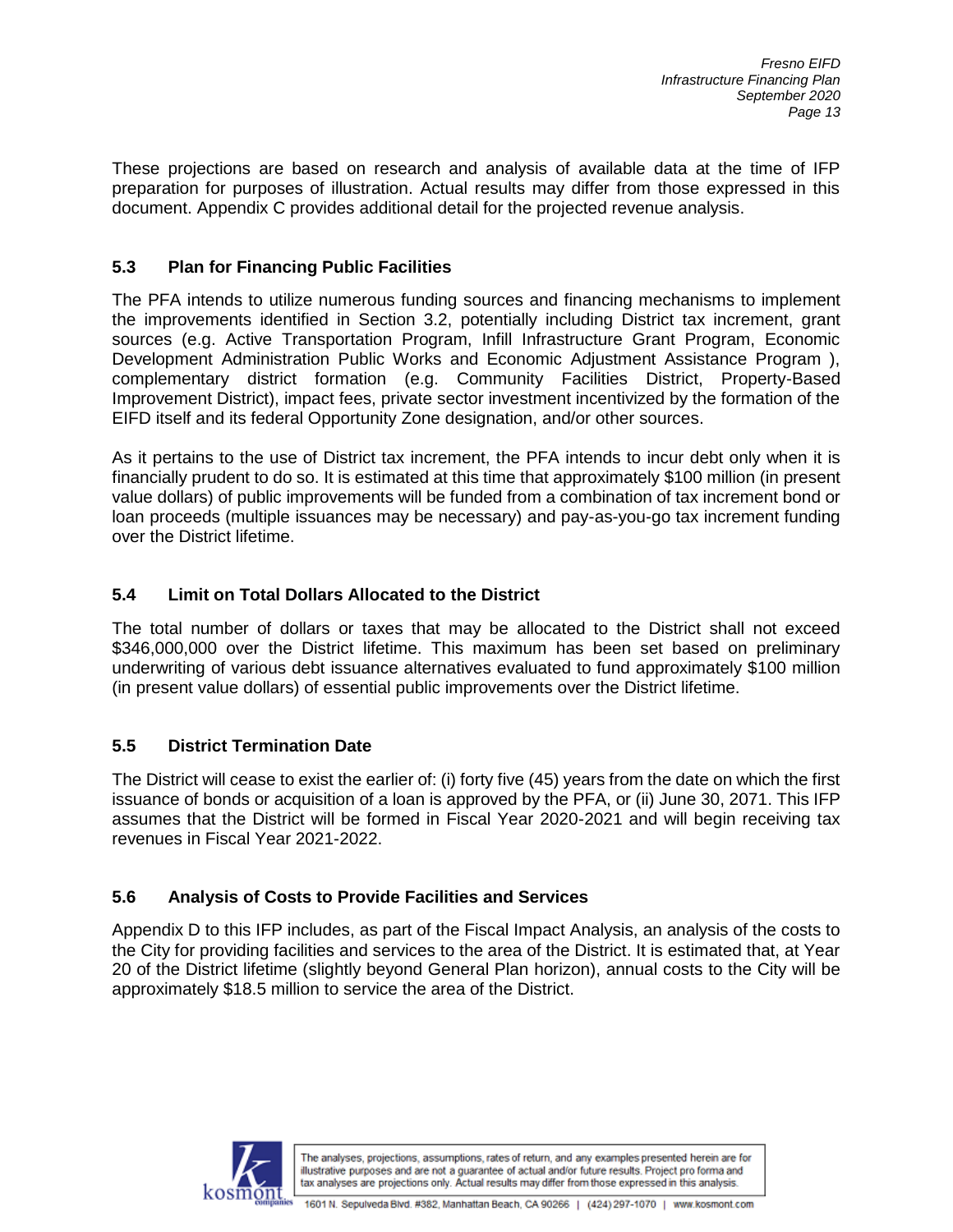These projections are based on research and analysis of available data at the time of IFP preparation for purposes of illustration. Actual results may differ from those expressed in this document. Appendix C provides additional detail for the projected revenue analysis.

### 5.3 Plan for Financing Public Facilities

The PFA intends to utilize numerous funding sources and financing mechanisms to implement the improvements identified in Section 3.2, potentially including District tax increment, grant sources (e.g. Active Transportation Program, Infill Infrastructure Grant Program, Economic Development Administration Public Works and Economic Adjustment Assistance Program ), complementary district formation (e.g. Community Facilities District, Property-Based Improvement District), impact fees, private sector investment incentivized by the formation of the EIFD itself and its federal Opportunity Zone designation, and/or other sources.

As it pertains to the use of District tax increment, the PFA intends to incur debt only when it is financially prudent to do so. It is estimated at this time that approximately $100 million (in present value dollars) of public improvements will be funded from a combination of tax increment bond or loan proceeds (multiple issuances may be necessary) and pay-as-you-go tax increment funding over the District lifetime.

### 5.4 Limit on Total Dollars Allocated to the District

The total number of dollars or taxes that may be allocated to the District shall not exceed $346,000,000 over the District lifetime. This maximum has been set based on preliminary underwriting of various debt issuance alternatives evaluated to fund approximately $100 million (in present value dollars) of essential public improvements over the District lifetime.

### 5.5 District Termination Date

The District will cease to exist the earlier of: (i) forty five (45) years from the date on which the first issuance of bonds or acquisition of a loan is approved by the PFA, or (ii) June 30, 2071. This IFP assumes that the District will be formed in Fiscal Year 2020-2021 and will begin receiving tax revenues in Fiscal Year 2021-2022.

### 5.6 Analysis of Costs to Provide Facilities and Services

Appendix D to this IFP includes, as part of the Fiscal Impact Analysis, an analysis of the costs to the City for providing facilities and services to the area of the District. It is estimated that, at Year 20 of the District lifetime (slightly beyond General Plan horizon), annual costs to the City will be approximately $18.5 million to service the area of the District.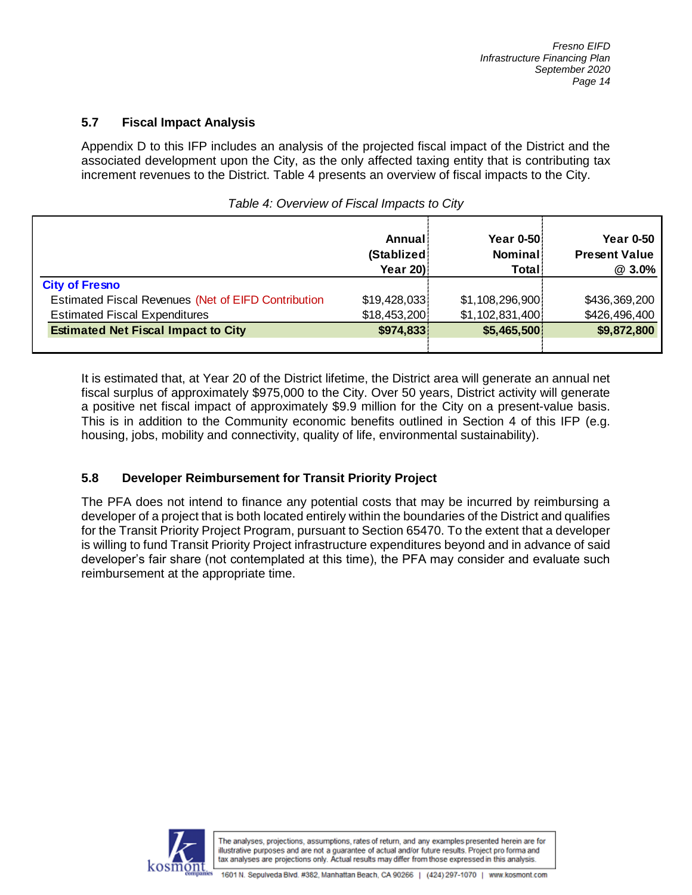### 5.7 Fiscal Impact Analysis

Appendix D to this IFP includes an analysis of the projected fiscal impact of the District and the associated development upon the City, as the only affected taxing entity that is contributing tax increment revenues to the District. Table 4 presents an overview of fiscal impacts to the City.

*Table 4: Overview of Fiscal Impacts to City*

| | Annual (Stablized Year 20) | Year 0-50 Nominal Total | Year 0-50 Present Value @ 3.0% |
|---|---|---|---|
| **City of Fresno** | | | |
| Estimated Fiscal Revenues (Net of EIFD Contribution | $19,428,033 | $1,108,296,900 | $436,369,200 |
| Estimated Fiscal Expenditures | $18,453,200 | $1,102,831,400 | $426,496,400 |
| **Estimated Net Fiscal Impact to City** | **$974,833** | **$5,465,500** | **$9,872,800** |

It is estimated that, at Year 20 of the District lifetime, the District area will generate an annual net fiscal surplus of approximately $975,000 to the City. Over 50 years, District activity will generate a positive net fiscal impact of approximately $9.9 million for the City on a present-value basis. This is in addition to the Community economic benefits outlined in Section 4 of this IFP (e.g. housing, jobs, mobility and connectivity, quality of life, environmental sustainability).

### 5.8 Developer Reimbursement for Transit Priority Project

The PFA does not intend to finance any potential costs that may be incurred by reimbursing a developer of a project that is both located entirely within the boundaries of the District and qualifies for the Transit Priority Project Program, pursuant to Section 65470. To the extent that a developer is willing to fund Transit Priority Project infrastructure expenditures beyond and in advance of said developer's fair share (not contemplated at this time), the PFA may consider and evaluate such reimbursement at the appropriate time.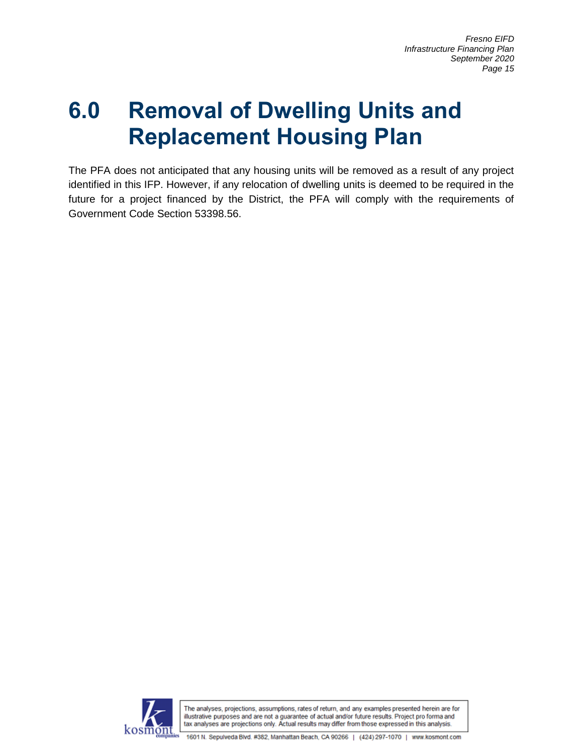# 6.0 Removal of Dwelling Units and Replacement Housing Plan

The PFA does not anticipated that any housing units will be removed as a result of any project identified in this IFP. However, if any relocation of dwelling units is deemed to be required in the future for a project financed by the District, the PFA will comply with the requirements of Government Code Section 53398.56.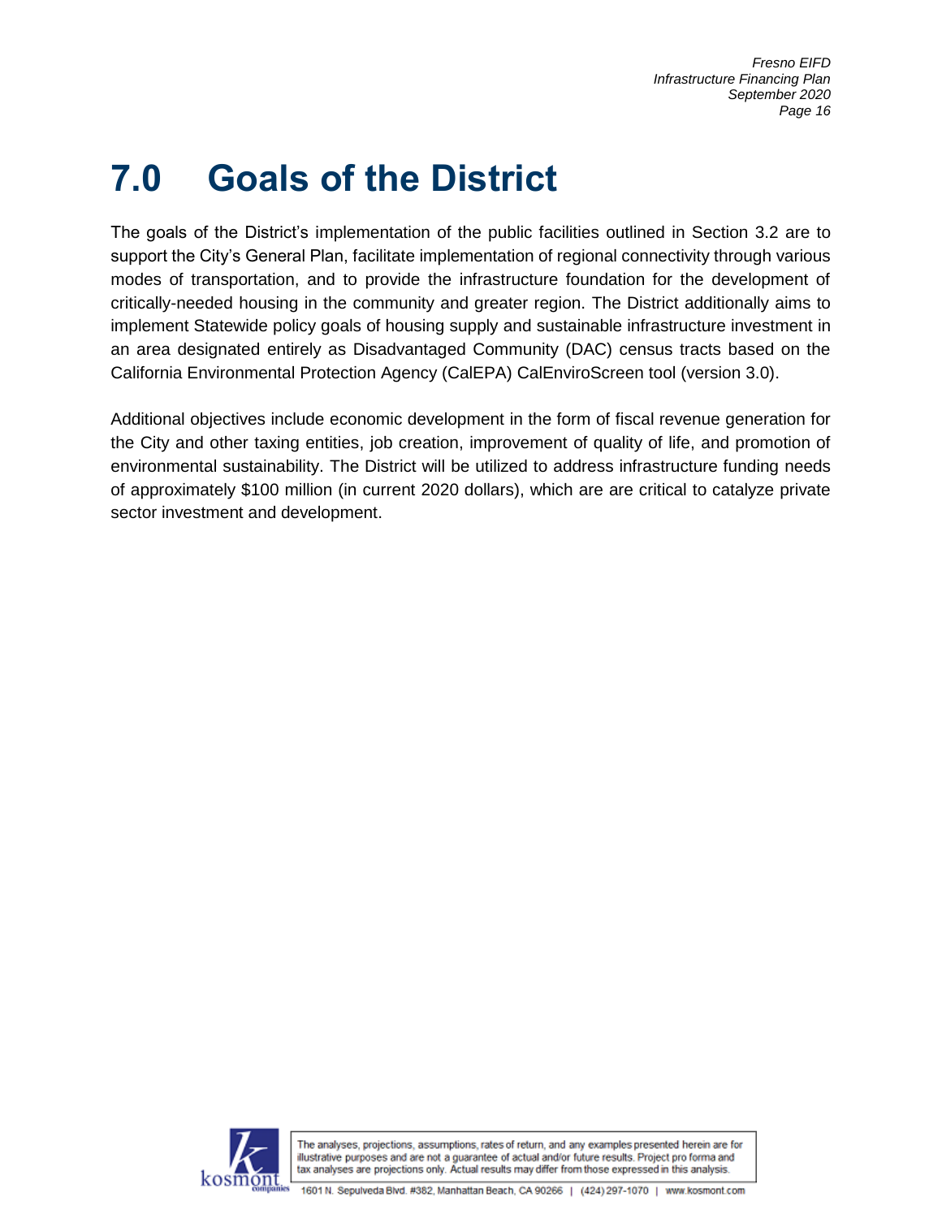# 7.0 Goals of the District

The goals of the District's implementation of the public facilities outlined in Section 3.2 are to support the City's General Plan, facilitate implementation of regional connectivity through various modes of transportation, and to provide the infrastructure foundation for the development of critically-needed housing in the community and greater region. The District additionally aims to implement Statewide policy goals of housing supply and sustainable infrastructure investment in an area designated entirely as Disadvantaged Community (DAC) census tracts based on the California Environmental Protection Agency (CalEPA) CalEnviroScreen tool (version 3.0).

Additional objectives include economic development in the form of fiscal revenue generation for the City and other taxing entities, job creation, improvement of quality of life, and promotion of environmental sustainability. The District will be utilized to address infrastructure funding needs of approximately $100 million (in current 2020 dollars), which are are critical to catalyze private sector investment and development.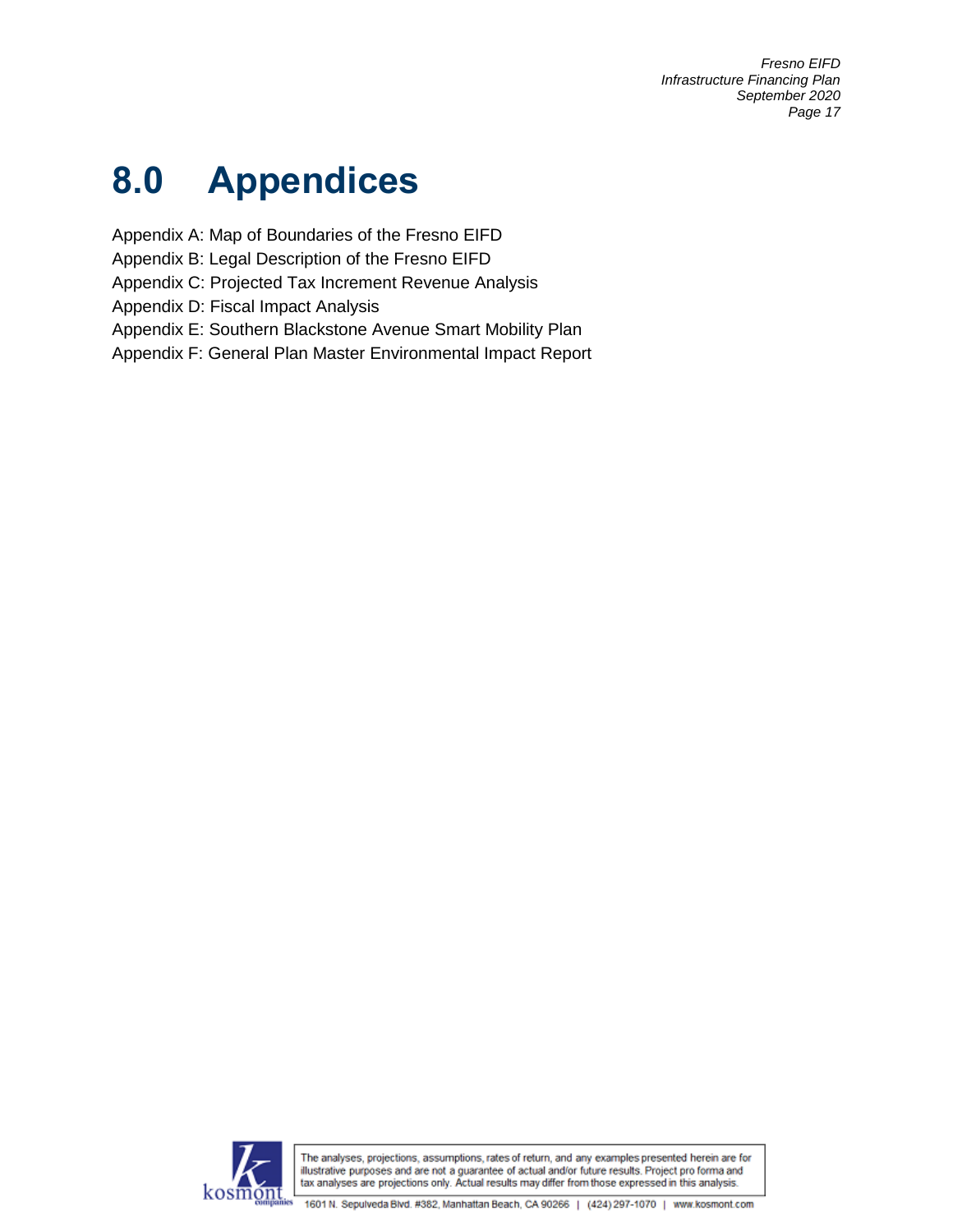# 8.0 Appendices

Appendix A: Map of Boundaries of the Fresno EIFD
Appendix B: Legal Description of the Fresno EIFD
Appendix C: Projected Tax Increment Revenue Analysis
Appendix D: Fiscal Impact Analysis
Appendix E: Southern Blackstone Avenue Smart Mobility Plan
Appendix F: General Plan Master Environmental Impact Report